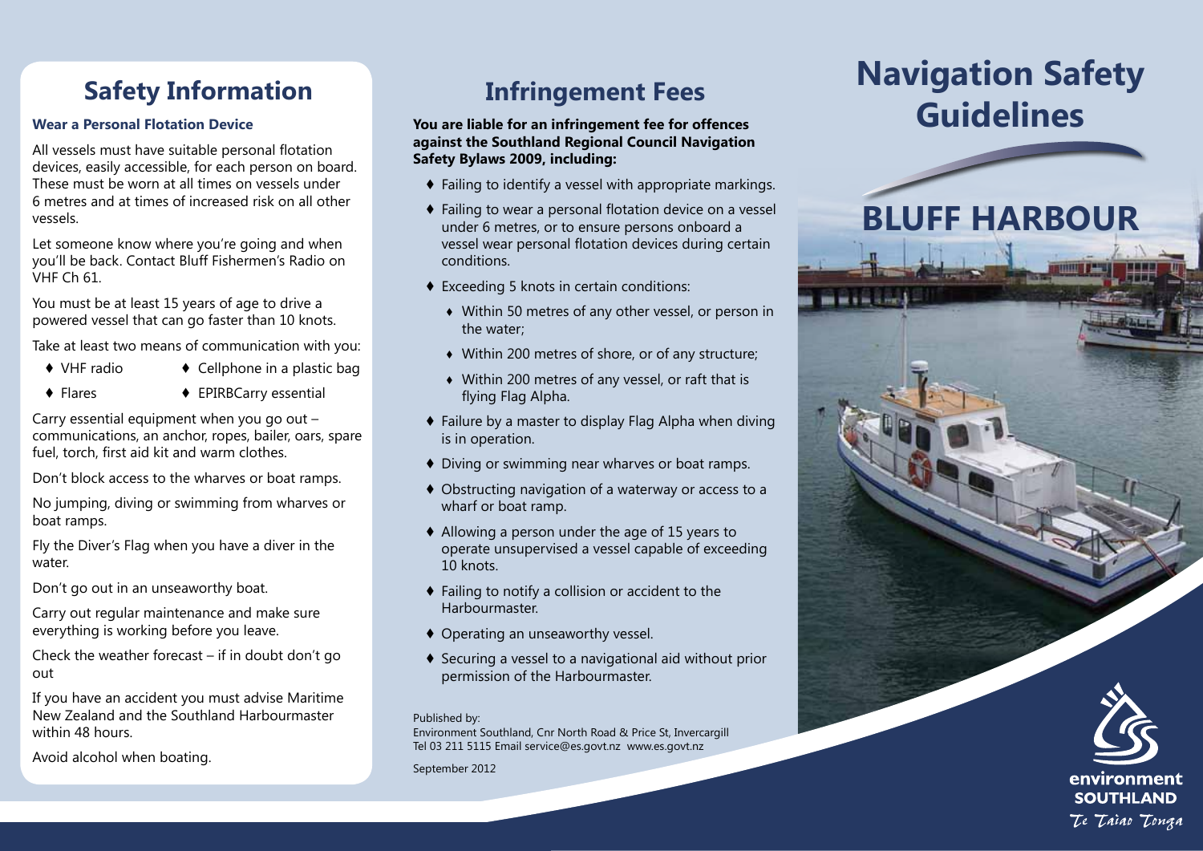## Safety Information

**Wear a Personal Flotation Device**

All vessels must have suitable personal flotation devices, easily accessible, for each person on board. These must be worn at all times on vessels under 6 metres and at times of increased risk on all other vessels.

Let someone know where you're going and when you'll be back. Contact Bluff Fishermen's Radio on VHF Ch 61.

You must be at least 15 years of age to drive a powered vessel that can go faster than 10 knots.

Take at least two means of communication with you:

- VHF radio
- Cellphone in a plastic bag
- Flares
- EPIRBCarry essential

Carry essential equipment when you go out – communications, an anchor, ropes, bailer, oars, spare fuel, torch, first aid kit and warm clothes.

Don't block access to the wharves or boat ramps.

No jumping, diving or swimming from wharves or boat ramps.

Fly the Diver's Flag when you have a diver in the water.

Don't go out in an unseaworthy boat.

Carry out regular maintenance and make sure everything is working before you leave.

Check the weather forecast – if in doubt don't go out

If you have an accident you must advise Maritime New Zealand and the Southland Harbourmaster within 48 hours.

Avoid alcohol when boating.

## Infringement Fees

**You are liable for an infringement fee for offences against the Southland Regional Council Navigation Safety Bylaws 2009, including:**

- Failing to identify a vessel with appropriate markings.
- Failing to wear a personal flotation device on a vessel under 6 metres, or to ensure persons onboard a vessel wear personal flotation devices during certain conditions.
- Exceeding 5 knots in certain conditions:
  - Within 50 metres of any other vessel, or person in the water;
  - Within 200 metres of shore, or of any structure;
  - Within 200 metres of any vessel, or raft that is flying Flag Alpha.
- Failure by a master to display Flag Alpha when diving is in operation.
- Diving or swimming near wharves or boat ramps.
- Obstructing navigation of a waterway or access to a wharf or boat ramp.
- Allowing a person under the age of 15 years to operate unsupervised a vessel capable of exceeding 10 knots.
- Failing to notify a collision or accident to the Harbourmaster.
- Operating an unseaworthy vessel.
- Securing a vessel to a navigational aid without prior permission of the Harbourmaster.

Published by:
Environment Southland, Cnr North Road & Price St, Invercargill
Tel 03 211 5115 Email service@es.govt.nz www.es.govt.nz

September 2012

# Navigation Safety Guidelines

## BLUFF HARBOUR

environment SOUTHLAND

*Te Taiao Tonga*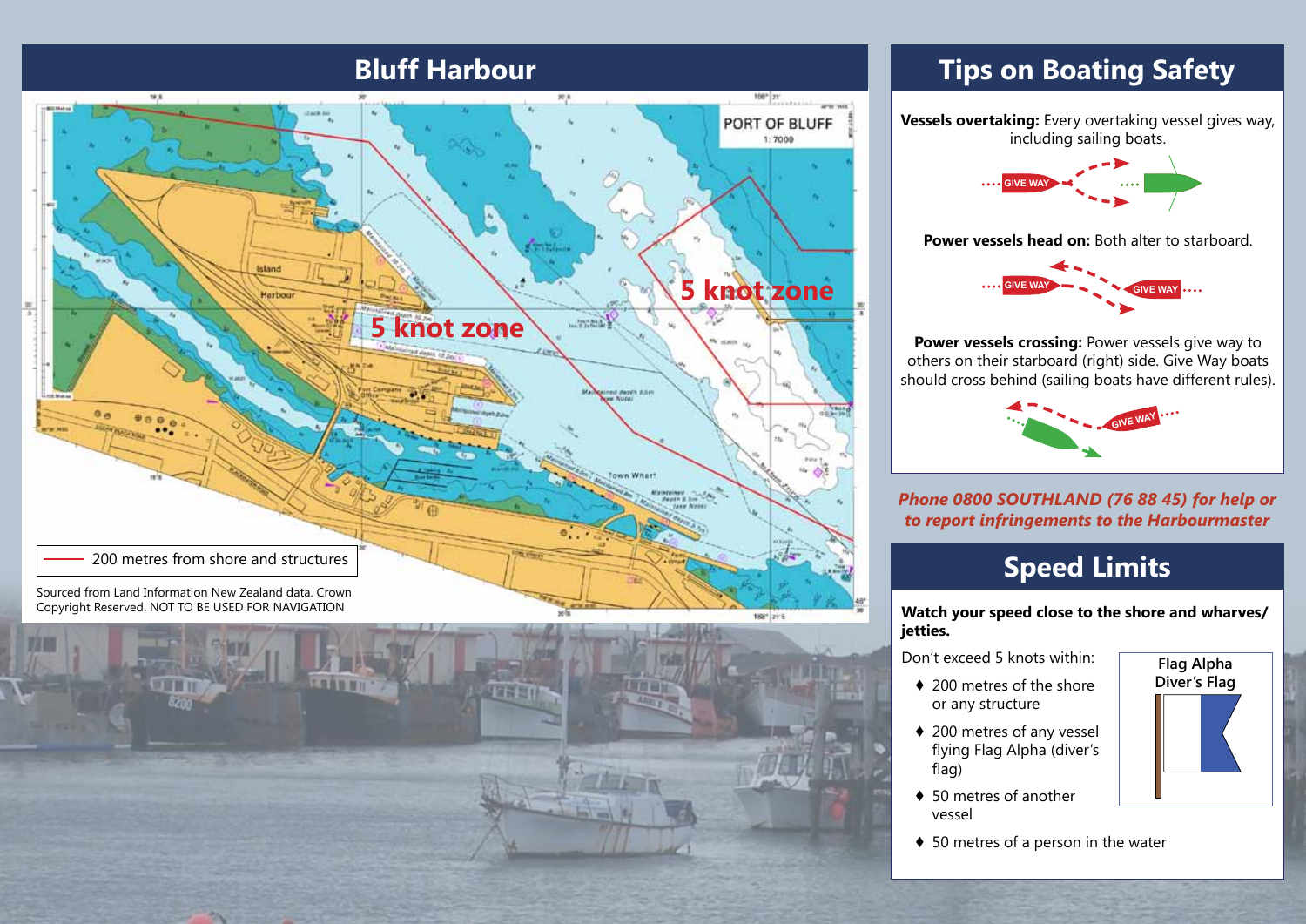## Bluff Harbour

5 knot zone

5 knot zone

PORT OF BLUFF
1: 7000

200 metres from shore and structures

Sourced from Land Information New Zealand data. Crown Copyright Reserved. NOT TO BE USED FOR NAVIGATION

## Tips on Boating Safety

**Vessels overtaking:** Every overtaking vessel gives way, including sailing boats.

GIVE WAY

**Power vessels head on:** Both alter to starboard.

GIVE WAY

GIVE WAY

**Power vessels crossing:** Power vessels give way to others on their starboard (right) side. Give Way boats should cross behind (sailing boats have different rules).

GIVE WAY

***Phone 0800 SOUTHLAND (76 88 45) for help or to report infringements to the Harbourmaster***

## Speed Limits

**Watch your speed close to the shore and wharves/ jetties.**

Don't exceed 5 knots within:

- 200 metres of the shore or any structure
- 200 metres of any vessel flying Flag Alpha (diver's flag)
- 50 metres of another vessel
- 50 metres of a person in the water

Flag Alpha
Diver's Flag